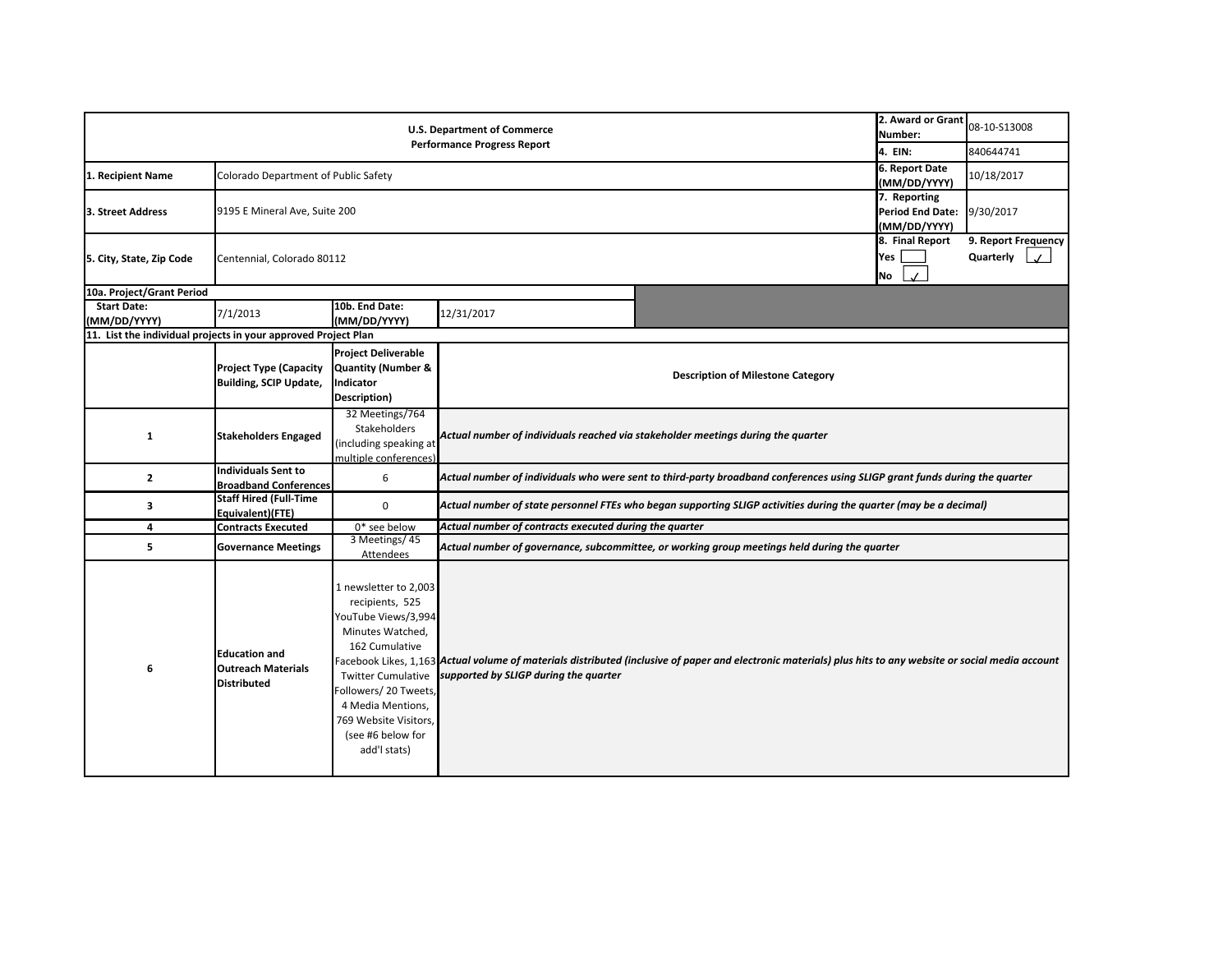**U.S. Department of Commerce**
**Performance Progress Report**

| | |
|---|---|
| **2. Award or Grant Number:** | 08-10-S13008 |
| **4. EIN:** | 840644741 |
| **1. Recipient Name** | Colorado Department of Public Safety |
| **6. Report Date (MM/DD/YYYY)** | 10/18/2017 |
| **3. Street Address** | 9195 E Mineral Ave, Suite 200 |
| **7. Reporting Period End Date: (MM/DD/YYYY)** | 9/30/2017 |
| **5. City, State, Zip Code** | Centennial, Colorado 80112 |
| **8. Final Report** | Yes ☐ No ☑ |
| **9. Report Frequency** | Quarterly ☑ |

| **10a. Project/Grant Period** | | | |
|---|---|---|---|
| **Start Date: (MM/DD/YYYY)** | 7/1/2013 | **10b. End Date: (MM/DD/YYYY)** | 12/31/2017 |

**11. List the individual projects in your approved Project Plan**

| | **Project Type (Capacity Building, SCIP Update,** | **Project Deliverable Quantity (Number & Indicator Description)** | **Description of Milestone Category** |
|---|---|---|---|
| **1** | **Stakeholders Engaged** | 32 Meetings/764 Stakeholders (including speaking at multiple conferences) | *Actual number of individuals reached via stakeholder meetings during the quarter* |
| **2** | **Individuals Sent to Broadband Conferences** | 6 | *Actual number of individuals who were sent to third-party broadband conferences using SLIGP grant funds during the quarter* |
| **3** | **Staff Hired (Full-Time Equivalent)(FTE)** | 0 | *Actual number of state personnel FTEs who began supporting SLIGP activities during the quarter (may be a decimal)* |
| **4** | **Contracts Executed** | 0* see below | *Actual number of contracts executed during the quarter* |
| **5** | **Governance Meetings** | 3 Meetings/ 45 Attendees | *Actual number of governance, subcommittee, or working group meetings held during the quarter* |
| **6** | **Education and Outreach Materials Distributed** | 1 newsletter to 2,003 recipients, 525 YouTube Views/3,994 Minutes Watched, 162 Cumulative Facebook Likes, 1,163 Twitter Cumulative Followers/ 20 Tweets, 4 Media Mentions, 769 Website Visitors, (see #6 below for add'l stats) | *Actual volume of materials distributed (inclusive of paper and electronic materials) plus hits to any website or social media account supported by SLIGP during the quarter* |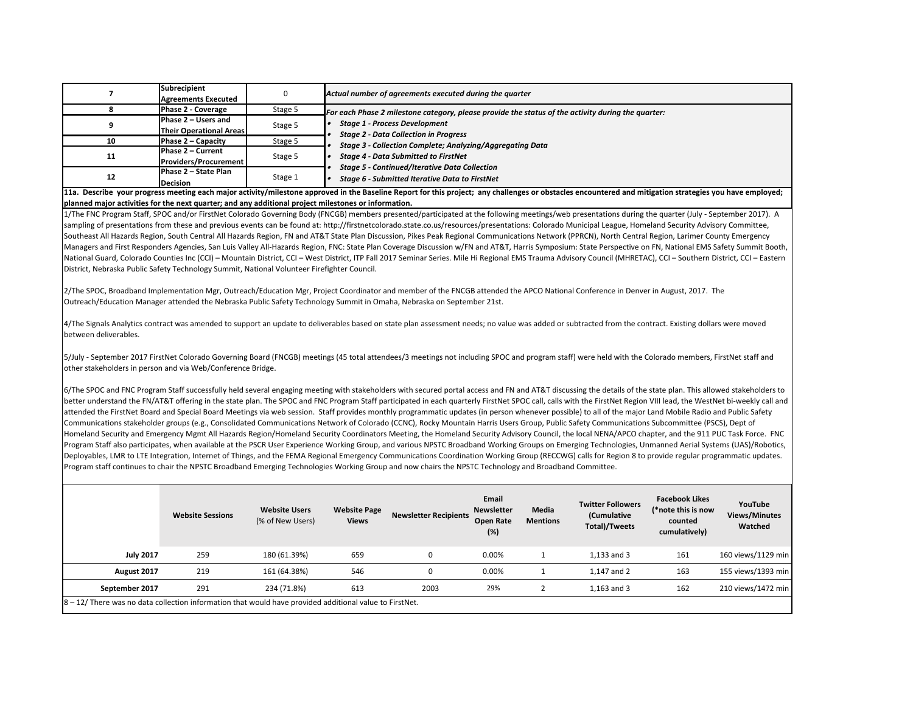| | | | |
|---|---|---|---|
| 7 | Subrecipient Agreements Executed | 0 | *Actual number of agreements executed during the quarter* |
| 8 | Phase 2 - Coverage | Stage 5 | ***For each Phase 2 milestone category, please provide the status of the activity during the quarter:*** <br>• ***Stage 1 - Process Development*** <br>• ***Stage 2 - Data Collection in Progress*** <br>• ***Stage 3 - Collection Complete; Analyzing/Aggregating Data*** <br>• ***Stage 4 - Data Submitted to FirstNet*** <br>• ***Stage 5 - Continued/Iterative Data Collection*** <br>• ***Stage 6 - Submitted Iterative Data to FirstNet*** |
| 9 | Phase 2 – Users and Their Operational Areas | Stage 5 | |
| 10 | Phase 2 – Capacity | Stage 5 | |
| 11 | Phase 2 – Current Providers/Procurement | Stage 5 | |
| 12 | Phase 2 – State Plan Decision | Stage 1 | |

**11a. Describe your progress meeting each major activity/milestone approved in the Baseline Report for this project; any challenges or obstacles encountered and mitigation strategies you have employed; planned major activities for the next quarter; and any additional project milestones or information.**

1/The FNC Program Staff, SPOC and/or FirstNet Colorado Governing Body (FNCGB) members presented/participated at the following meetings/web presentations during the quarter (July - September 2017). A sampling of presentations from these and previous events can be found at: http://firstnetcolorado.state.co.us/resources/presentations: Colorado Municipal League, Homeland Security Advisory Committee, Southeast All Hazards Region, South Central All Hazards Region, FN and AT&T State Plan Discussion, Pikes Peak Regional Communications Network (PPRCN), North Central Region, Larimer County Emergency Managers and First Responders Agencies, San Luis Valley All-Hazards Region, FNC: State Plan Coverage Discussion w/FN and AT&T, Harris Symposium: State Perspective on FN, National EMS Safety Summit Booth, National Guard, Colorado Counties Inc (CCI) – Mountain District, CCI – West District, ITP Fall 2017 Seminar Series. Mile Hi Regional EMS Trauma Advisory Council (MHRETAC), CCI – Southern District, CCI – Eastern District, Nebraska Public Safety Technology Summit, National Volunteer Firefighter Council.

2/The SPOC, Broadband Implementation Mgr, Outreach/Education Mgr, Project Coordinator and member of the FNCGB attended the APCO National Conference in Denver in August, 2017. The Outreach/Education Manager attended the Nebraska Public Safety Technology Summit in Omaha, Nebraska on September 21st.

4/The Signals Analytics contract was amended to support an update to deliverables based on state plan assessment needs; no value was added or subtracted from the contract. Existing dollars were moved between deliverables.

5/July - September 2017 FirstNet Colorado Governing Board (FNCGB) meetings (45 total attendees/3 meetings not including SPOC and program staff) were held with the Colorado members, FirstNet staff and other stakeholders in person and via Web/Conference Bridge.

6/The SPOC and FNC Program Staff successfully held several engaging meeting with stakeholders with secured portal access and FN and AT&T discussing the details of the state plan. This allowed stakeholders to better understand the FN/AT&T offering in the state plan. The SPOC and FNC Program Staff participated in each quarterly FirstNet SPOC call, calls with the FirstNet Region VIII lead, the WestNet bi-weekly call and attended the FirstNet Board and Special Board Meetings via web session. Staff provides monthly programmatic updates (in person whenever possible) to all of the major Land Mobile Radio and Public Safety Communications stakeholder groups (e.g., Consolidated Communications Network of Colorado (CCNC), Rocky Mountain Harris Users Group, Public Safety Communications Subcommittee (PSCS), Dept of Homeland Security and Emergency Mgmt All Hazards Region/Homeland Security Coordinators Meeting, the Homeland Security Advisory Council, the local NENA/APCO chapter, and the 911 PUC Task Force. FNC Program Staff also participates, when available at the PSCR User Experience Working Group, and various NPSTC Broadband Working Groups on Emerging Technologies, Unmanned Aerial Systems (UAS)/Robotics, Deployables, LMR to LTE Integration, Internet of Things, and the FEMA Regional Emergency Communications Coordination Working Group (RECCWG) calls for Region 8 to provide regular programmatic updates. Program staff continues to chair the NPSTC Broadband Emerging Technologies Working Group and now chairs the NPSTC Technology and Broadband Committee.

| | Website Sessions | Website Users (% of New Users) | Website Page Views | Newsletter Recipients | Email Newsletter Open Rate (%) | Media Mentions | Twitter Followers (Cumulative Total)/Tweets | Facebook Likes (*note this is now counted cumulatively) | YouTube Views/Minutes Watched |
|---|---|---|---|---|---|---|---|---|---|
| **July 2017** | 259 | 180 (61.39%) | 659 | 0 | 0.00% | 1 | 1,133 and 3 | 161 | 160 views/1129 min |
| **August 2017** | 219 | 161 (64.38%) | 546 | 0 | 0.00% | 1 | 1,147 and 2 | 163 | 155 views/1393 min |
| **September 2017** | 291 | 234 (71.8%) | 613 | 2003 | 29% | 2 | 1,163 and 3 | 162 | 210 views/1472 min |

8 – 12/ There was no data collection information that would have provided additional value to FirstNet.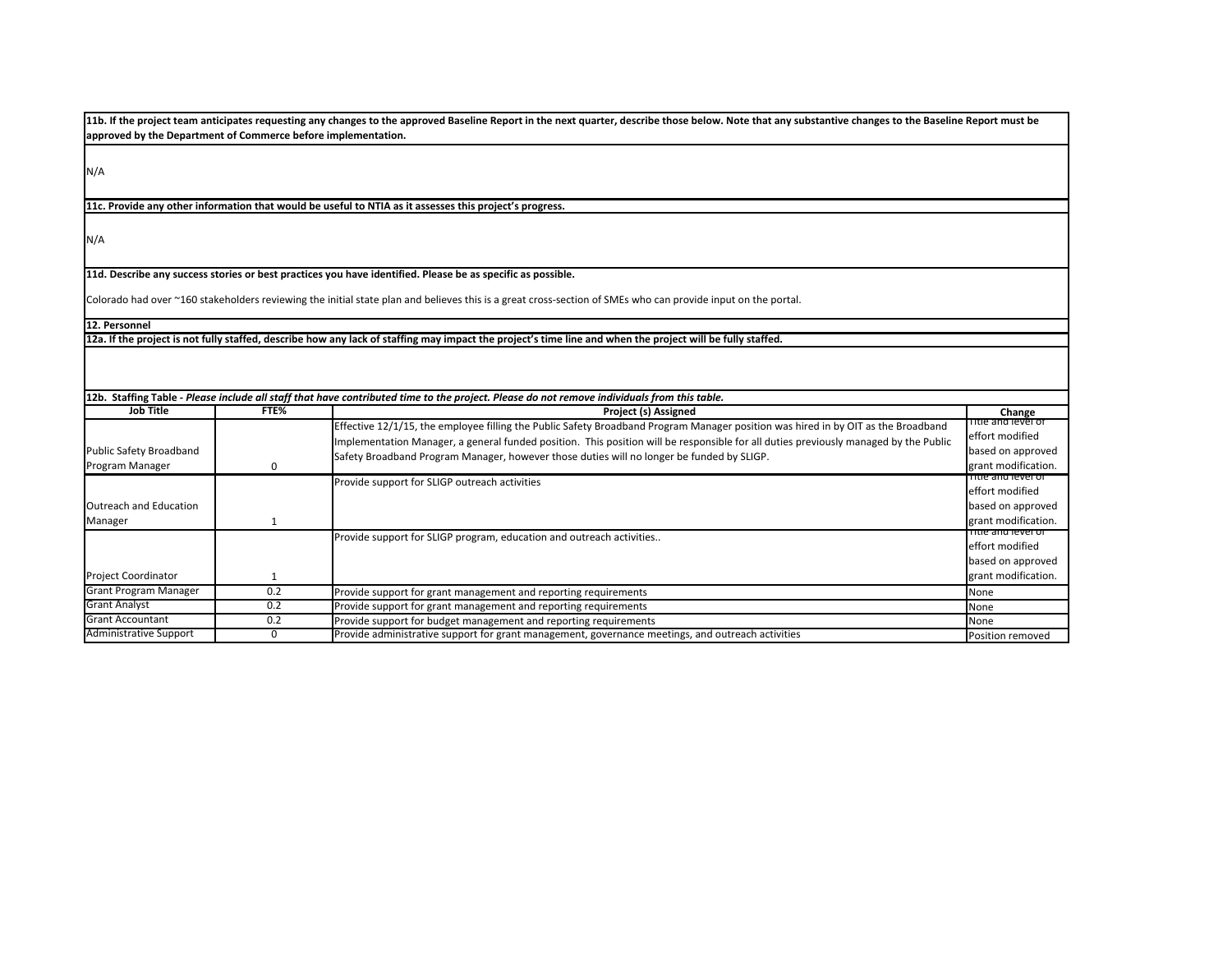**11b. If the project team anticipates requesting any changes to the approved Baseline Report in the next quarter, describe those below. Note that any substantive changes to the Baseline Report must be approved by the Department of Commerce before implementation.**

N/A

**11c. Provide any other information that would be useful to NTIA as it assesses this project's progress.**

N/A

**11d. Describe any success stories or best practices you have identified. Please be as specific as possible.**

Colorado had over ~160 stakeholders reviewing the initial state plan and believes this is a great cross-section of SMEs who can provide input on the portal.

**12. Personnel**

**12a. If the project is not fully staffed, describe how any lack of staffing may impact the project's time line and when the project will be fully staffed.**

**12b. Staffing Table** - ***Please include all staff that have contributed time to the project. Please do not remove individuals from this table.***

| Job Title | FTE% | Project (s) Assigned | Change |
|---|---|---|---|
| Public Safety Broadband Program Manager | 0 | Effective 12/1/15, the employee filling the Public Safety Broadband Program Manager position was hired in by OIT as the Broadband Implementation Manager, a general funded position. This position will be responsible for all duties previously managed by the Public Safety Broadband Program Manager, however those duties will no longer be funded by SLIGP. | Title and level of effort modified based on approved grant modification. |
| Outreach and Education Manager | 1 | Provide support for SLIGP outreach activities | Title and level of effort modified based on approved grant modification. |
| Project Coordinator | 1 | Provide support for SLIGP program, education and outreach activities.. | Title and level of effort modified based on approved grant modification. |
| Grant Program Manager | 0.2 | Provide support for grant management and reporting requirements | None |
| Grant Analyst | 0.2 | Provide support for grant management and reporting requirements | None |
| Grant Accountant | 0.2 | Provide support for budget management and reporting requirements | None |
| Administrative Support | 0 | Provide administrative support for grant management, governance meetings, and outreach activities | Position removed |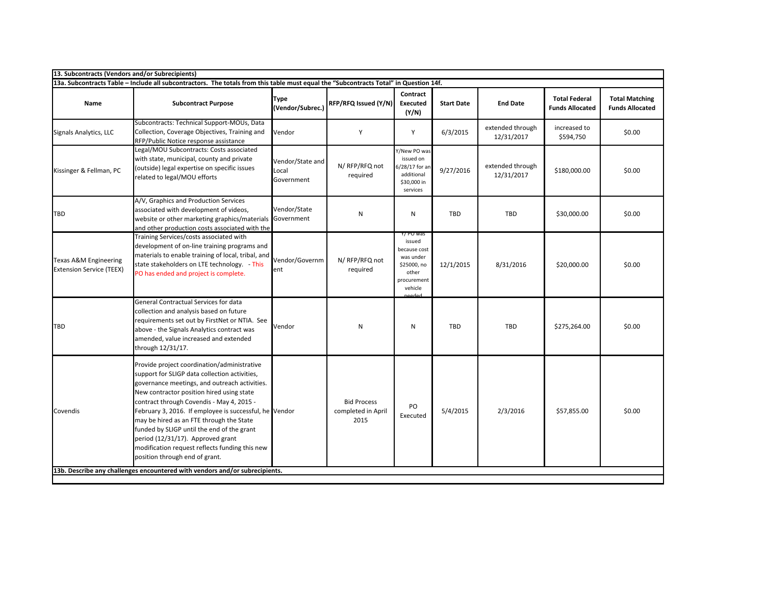## 13. Subcontracts (Vendors and/or Subrecipients)

### 13a. Subcontracts Table – Include all subcontractors. The totals from this table must equal the "Subcontracts Total" in Question 14f.

| Name | Subcontract Purpose | Type (Vendor/Subrec.) | RFP/RFQ Issued (Y/N) | Contract Executed (Y/N) | Start Date | End Date | Total Federal Funds Allocated | Total Matching Funds Allocated |
|---|---|---|---|---|---|---|---|---|
| Signals Analytics, LLC | Subcontracts: Technical Support-MOUs, Data Collection, Coverage Objectives, Training and RFP/Public Notice response assistance | Vendor | Y | Y | 6/3/2015 | extended through 12/31/2017 | increased to $594,750 | $0.00 |
| Kissinger & Fellman, PC | Legal/MOU Subcontracts: Costs associated with state, municipal, county and private (outside) legal expertise on specific issues related to legal/MOU efforts | Vendor/State and Local Government | N/ RFP/RFQ not required | Y/New PO was issued on 6/28/17 for an additional $30,000 in services | 9/27/2016 | extended through 12/31/2017 | $180,000.00 | $0.00 |
| TBD | A/V, Graphics and Production Services associated with development of videos, website or other marketing graphics/materials and other production costs associated with the | Vendor/State Government | N | N | TBD | TBD | $30,000.00 | $0.00 |
| Texas A&M Engineering Extension Service (TEEX) | Training Services/costs associated with development of on-line training programs and materials to enable training of local, tribal, and state stakeholders on LTE technology. - This PO has ended and project is complete. | Vendor/Government | N/ RFP/RFQ not required | Y/ PO was issued because cost was under $25000, no other procurement vehicle needed | 12/1/2015 | 8/31/2016 | $20,000.00 | $0.00 |
| TBD | General Contractual Services for data collection and analysis based on future requirements set out by FirstNet or NTIA. See above - the Signals Analytics contract was amended, value increased and extended through 12/31/17. | Vendor | N | N | TBD | TBD | $275,264.00 | $0.00 |
| Covendis | Provide project coordination/administrative support for SLIGP data collection activities, governance meetings, and outreach activities. New contractor position hired using state contract through Covendis - May 4, 2015 - February 3, 2016. If employee is successful, he may be hired as an FTE through the State funded by SLIGP until the end of the grant period (12/31/17). Approved grant modification request reflects funding this new position through end of grant. | Vendor | Bid Process completed in April 2015 | PO Executed | 5/4/2015 | 2/3/2016 | $57,855.00 | $0.00 |

### 13b. Describe any challenges encountered with vendors and/or subrecipients.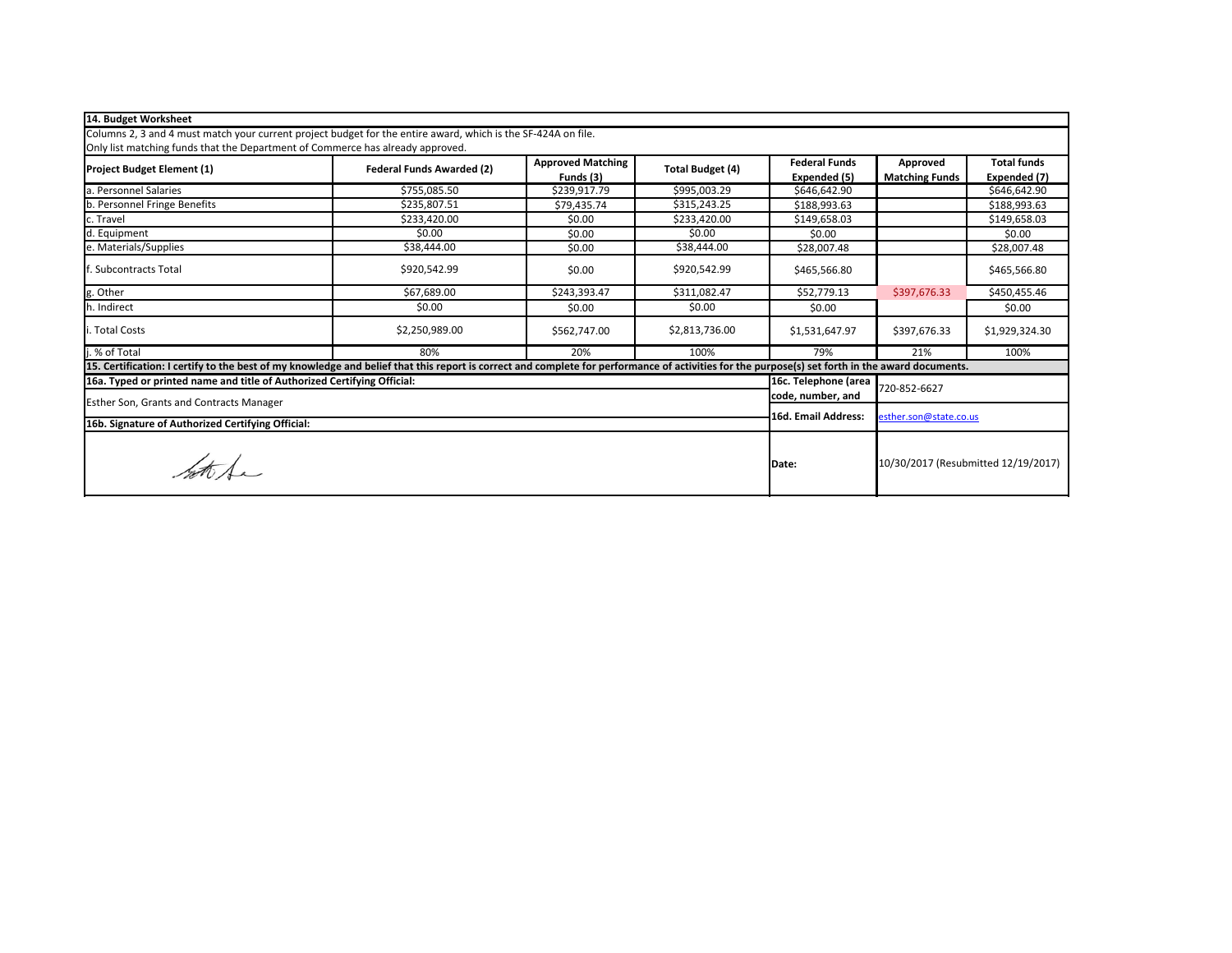**14. Budget Worksheet**

Columns 2, 3 and 4 must match your current project budget for the entire award, which is the SF-424A on file.
Only list matching funds that the Department of Commerce has already approved.

| Project Budget Element (1) | Federal Funds Awarded (2) | Approved Matching Funds (3) | Total Budget (4) | Federal Funds Expended (5) | Approved Matching Funds | Total funds Expended (7) |
|---|---|---|---|---|---|---|
| a. Personnel Salaries | $755,085.50 | $239,917.79 | $995,003.29 | $646,642.90 | | $646,642.90 |
| b. Personnel Fringe Benefits | $235,807.51 | $79,435.74 | $315,243.25 | $188,993.63 | | $188,993.63 |
| c. Travel | $233,420.00 | $0.00 | $233,420.00 | $149,658.03 | | $149,658.03 |
| d. Equipment | $0.00 | $0.00 | $0.00 | $0.00 | | $0.00 |
| e. Materials/Supplies | $38,444.00 | $0.00 | $38,444.00 | $28,007.48 | | $28,007.48 |
| f. Subcontracts Total | $920,542.99 | $0.00 | $920,542.99 | $465,566.80 | | $465,566.80 |
| g. Other | $67,689.00 | $243,393.47 | $311,082.47 | $52,779.13 | $397,676.33 | $450,455.46 |
| h. Indirect | $0.00 | $0.00 | $0.00 | $0.00 | | $0.00 |
| i. Total Costs | $2,250,989.00 | $562,747.00 | $2,813,736.00 | $1,531,647.97 | $397,676.33 | $1,929,324.30 |
| j. % of Total | 80% | 20% | 100% | 79% | 21% | 100% |

**15. Certification: I certify to the best of my knowledge and belief that this report is correct and complete for performance of activities for the purpose(s) set forth in the award documents.**

| | | |
|---|---|---|
| **16a. Typed or printed name and title of Authorized Certifying Official:** | **16c. Telephone (area code, number, and** | 720-852-6627 |
| Esther Son, Grants and Contracts Manager | | |
| **16b. Signature of Authorized Certifying Official:** | **16d. Email Address:** | esther.son@state.co.us |
| [Signature] | **Date:** | 10/30/2017 (Resubmitted 12/19/2017) |